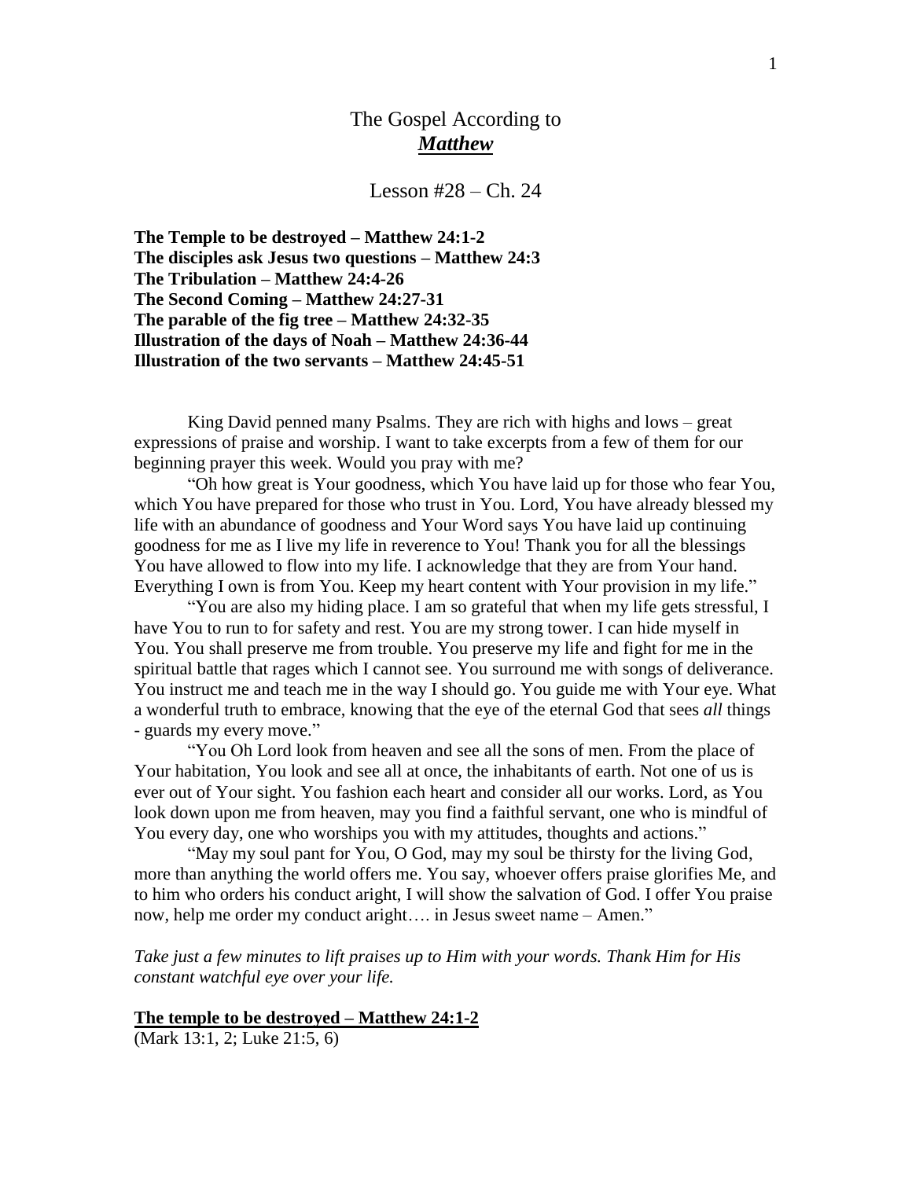# The Gospel According to
## ***Matthew***

### Lesson #28 – Ch. 24

**The Temple to be destroyed – Matthew 24:1-2**
**The disciples ask Jesus two questions – Matthew 24:3**
**The Tribulation – Matthew 24:4-26**
**The Second Coming – Matthew 24:27-31**
**The parable of the fig tree – Matthew 24:32-35**
**Illustration of the days of Noah – Matthew 24:36-44**
**Illustration of the two servants – Matthew 24:45-51**

King David penned many Psalms. They are rich with highs and lows – great expressions of praise and worship. I want to take excerpts from a few of them for our beginning prayer this week. Would you pray with me?

"Oh how great is Your goodness, which You have laid up for those who fear You, which You have prepared for those who trust in You. Lord, You have already blessed my life with an abundance of goodness and Your Word says You have laid up continuing goodness for me as I live my life in reverence to You! Thank you for all the blessings You have allowed to flow into my life. I acknowledge that they are from Your hand. Everything I own is from You. Keep my heart content with Your provision in my life."

"You are also my hiding place. I am so grateful that when my life gets stressful, I have You to run to for safety and rest. You are my strong tower. I can hide myself in You. You shall preserve me from trouble. You preserve my life and fight for me in the spiritual battle that rages which I cannot see. You surround me with songs of deliverance. You instruct me and teach me in the way I should go. You guide me with Your eye. What a wonderful truth to embrace, knowing that the eye of the eternal God that sees *all* things - guards my every move."

"You Oh Lord look from heaven and see all the sons of men. From the place of Your habitation, You look and see all at once, the inhabitants of earth. Not one of us is ever out of Your sight. You fashion each heart and consider all our works. Lord, as You look down upon me from heaven, may you find a faithful servant, one who is mindful of You every day, one who worships you with my attitudes, thoughts and actions."

"May my soul pant for You, O God, may my soul be thirsty for the living God, more than anything the world offers me. You say, whoever offers praise glorifies Me, and to him who orders his conduct aright, I will show the salvation of God. I offer You praise now, help me order my conduct aright…. in Jesus sweet name – Amen."

*Take just a few minutes to lift praises up to Him with your words. Thank Him for His constant watchful eye over your life.*

**<u>The temple to be destroyed – Matthew 24:1-2</u>**
(Mark 13:1, 2; Luke 21:5, 6)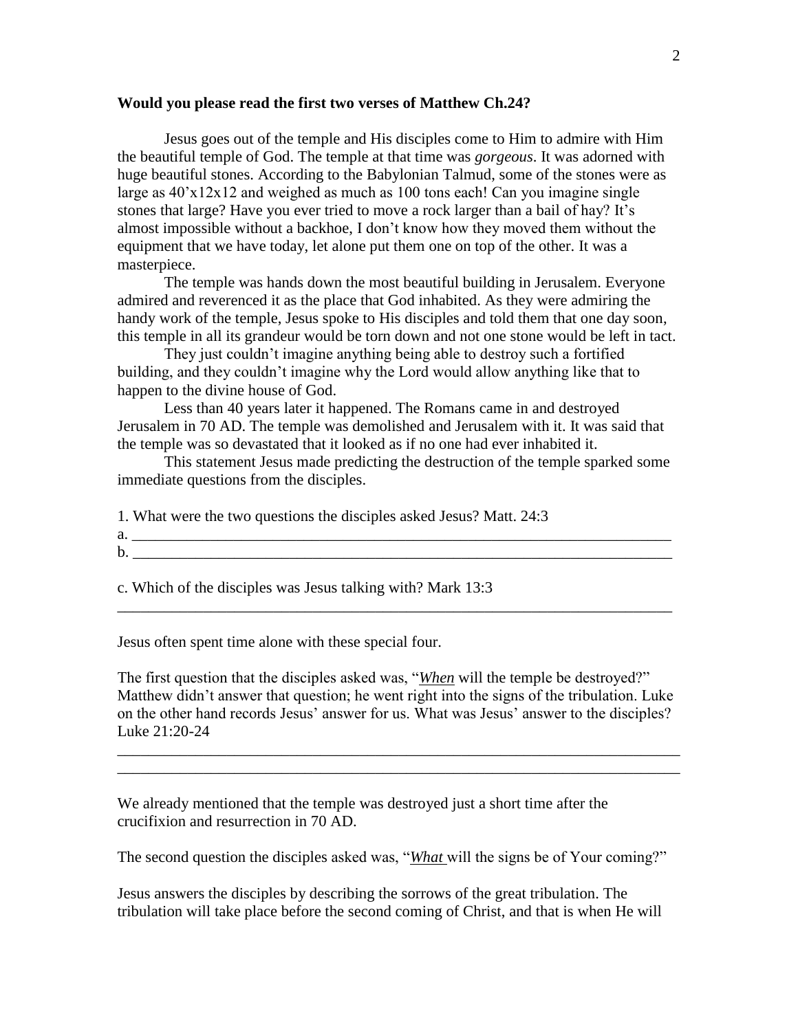**Would you please read the first two verses of Matthew Ch.24?**

Jesus goes out of the temple and His disciples come to Him to admire with Him the beautiful temple of God. The temple at that time was *gorgeous*. It was adorned with huge beautiful stones. According to the Babylonian Talmud, some of the stones were as large as 40'x12x12 and weighed as much as 100 tons each! Can you imagine single stones that large? Have you ever tried to move a rock larger than a bail of hay? It's almost impossible without a backhoe, I don't know how they moved them without the equipment that we have today, let alone put them one on top of the other. It was a masterpiece.

The temple was hands down the most beautiful building in Jerusalem. Everyone admired and reverenced it as the place that God inhabited. As they were admiring the handy work of the temple, Jesus spoke to His disciples and told them that one day soon, this temple in all its grandeur would be torn down and not one stone would be left in tact.

They just couldn't imagine anything being able to destroy such a fortified building, and they couldn't imagine why the Lord would allow anything like that to happen to the divine house of God.

Less than 40 years later it happened. The Romans came in and destroyed Jerusalem in 70 AD. The temple was demolished and Jerusalem with it. It was said that the temple was so devastated that it looked as if no one had ever inhabited it.

This statement Jesus made predicting the destruction of the temple sparked some immediate questions from the disciples.

1. What were the two questions the disciples asked Jesus? Matt. 24:3

a. ___________________________________________________________________

b. ___________________________________________________________________

c. Which of the disciples was Jesus talking with? Mark 13:3

______________________________________________________________________

Jesus often spent time alone with these special four.

The first question that the disciples asked was, "***When*** will the temple be destroyed?" Matthew didn't answer that question; he went right into the signs of the tribulation. Luke on the other hand records Jesus' answer for us. What was Jesus' answer to the disciples? Luke 21:20-24

______________________________________________________________________

______________________________________________________________________

We already mentioned that the temple was destroyed just a short time after the crucifixion and resurrection in 70 AD.

The second question the disciples asked was, "***What*** will the signs be of Your coming?"

Jesus answers the disciples by describing the sorrows of the great tribulation. The tribulation will take place before the second coming of Christ, and that is when He will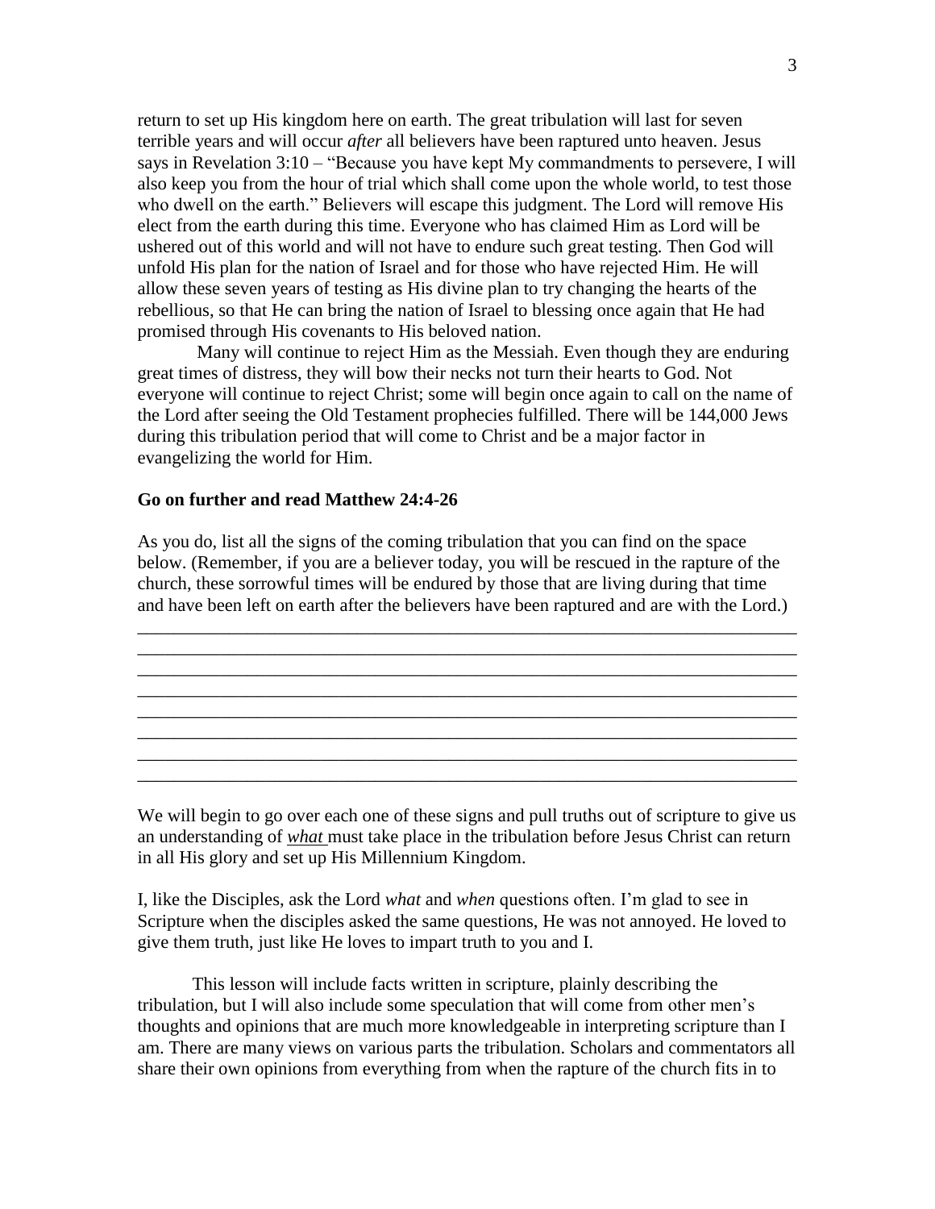return to set up His kingdom here on earth. The great tribulation will last for seven terrible years and will occur *after* all believers have been raptured unto heaven. Jesus says in Revelation 3:10 – "Because you have kept My commandments to persevere, I will also keep you from the hour of trial which shall come upon the whole world, to test those who dwell on the earth." Believers will escape this judgment. The Lord will remove His elect from the earth during this time. Everyone who has claimed Him as Lord will be ushered out of this world and will not have to endure such great testing. Then God will unfold His plan for the nation of Israel and for those who have rejected Him. He will allow these seven years of testing as His divine plan to try changing the hearts of the rebellious, so that He can bring the nation of Israel to blessing once again that He had promised through His covenants to His beloved nation.

Many will continue to reject Him as the Messiah. Even though they are enduring great times of distress, they will bow their necks not turn their hearts to God. Not everyone will continue to reject Christ; some will begin once again to call on the name of the Lord after seeing the Old Testament prophecies fulfilled. There will be 144,000 Jews during this tribulation period that will come to Christ and be a major factor in evangelizing the world for Him.

**Go on further and read Matthew 24:4-26**

As you do, list all the signs of the coming tribulation that you can find on the space below. (Remember, if you are a believer today, you will be rescued in the rapture of the church, these sorrowful times will be endured by those that are living during that time and have been left on earth after the believers have been raptured and are with the Lord.)

\_\_\_\_\_\_\_\_\_\_\_\_\_\_\_\_\_\_\_\_\_\_\_\_\_\_\_\_\_\_\_\_\_\_\_\_\_\_\_\_\_\_\_\_\_\_\_\_\_\_\_\_\_\_\_\_\_\_\_\_\_\_\_\_\_\_\_\_\_\_\_\_

\_\_\_\_\_\_\_\_\_\_\_\_\_\_\_\_\_\_\_\_\_\_\_\_\_\_\_\_\_\_\_\_\_\_\_\_\_\_\_\_\_\_\_\_\_\_\_\_\_\_\_\_\_\_\_\_\_\_\_\_\_\_\_\_\_\_\_\_\_\_\_\_

\_\_\_\_\_\_\_\_\_\_\_\_\_\_\_\_\_\_\_\_\_\_\_\_\_\_\_\_\_\_\_\_\_\_\_\_\_\_\_\_\_\_\_\_\_\_\_\_\_\_\_\_\_\_\_\_\_\_\_\_\_\_\_\_\_\_\_\_\_\_\_\_

\_\_\_\_\_\_\_\_\_\_\_\_\_\_\_\_\_\_\_\_\_\_\_\_\_\_\_\_\_\_\_\_\_\_\_\_\_\_\_\_\_\_\_\_\_\_\_\_\_\_\_\_\_\_\_\_\_\_\_\_\_\_\_\_\_\_\_\_\_\_\_\_

\_\_\_\_\_\_\_\_\_\_\_\_\_\_\_\_\_\_\_\_\_\_\_\_\_\_\_\_\_\_\_\_\_\_\_\_\_\_\_\_\_\_\_\_\_\_\_\_\_\_\_\_\_\_\_\_\_\_\_\_\_\_\_\_\_\_\_\_\_\_\_\_

\_\_\_\_\_\_\_\_\_\_\_\_\_\_\_\_\_\_\_\_\_\_\_\_\_\_\_\_\_\_\_\_\_\_\_\_\_\_\_\_\_\_\_\_\_\_\_\_\_\_\_\_\_\_\_\_\_\_\_\_\_\_\_\_\_\_\_\_\_\_\_\_

\_\_\_\_\_\_\_\_\_\_\_\_\_\_\_\_\_\_\_\_\_\_\_\_\_\_\_\_\_\_\_\_\_\_\_\_\_\_\_\_\_\_\_\_\_\_\_\_\_\_\_\_\_\_\_\_\_\_\_\_\_\_\_\_\_\_\_\_\_\_\_\_

\_\_\_\_\_\_\_\_\_\_\_\_\_\_\_\_\_\_\_\_\_\_\_\_\_\_\_\_\_\_\_\_\_\_\_\_\_\_\_\_\_\_\_\_\_\_\_\_\_\_\_\_\_\_\_\_\_\_\_\_\_\_\_\_\_\_\_\_\_\_\_\_

We will begin to go over each one of these signs and pull truths out of scripture to give us an understanding of ***what*** must take place in the tribulation before Jesus Christ can return in all His glory and set up His Millennium Kingdom.

I, like the Disciples, ask the Lord *what* and *when* questions often. I'm glad to see in Scripture when the disciples asked the same questions, He was not annoyed. He loved to give them truth, just like He loves to impart truth to you and I.

This lesson will include facts written in scripture, plainly describing the tribulation, but I will also include some speculation that will come from other men's thoughts and opinions that are much more knowledgeable in interpreting scripture than I am. There are many views on various parts the tribulation. Scholars and commentators all share their own opinions from everything from when the rapture of the church fits in to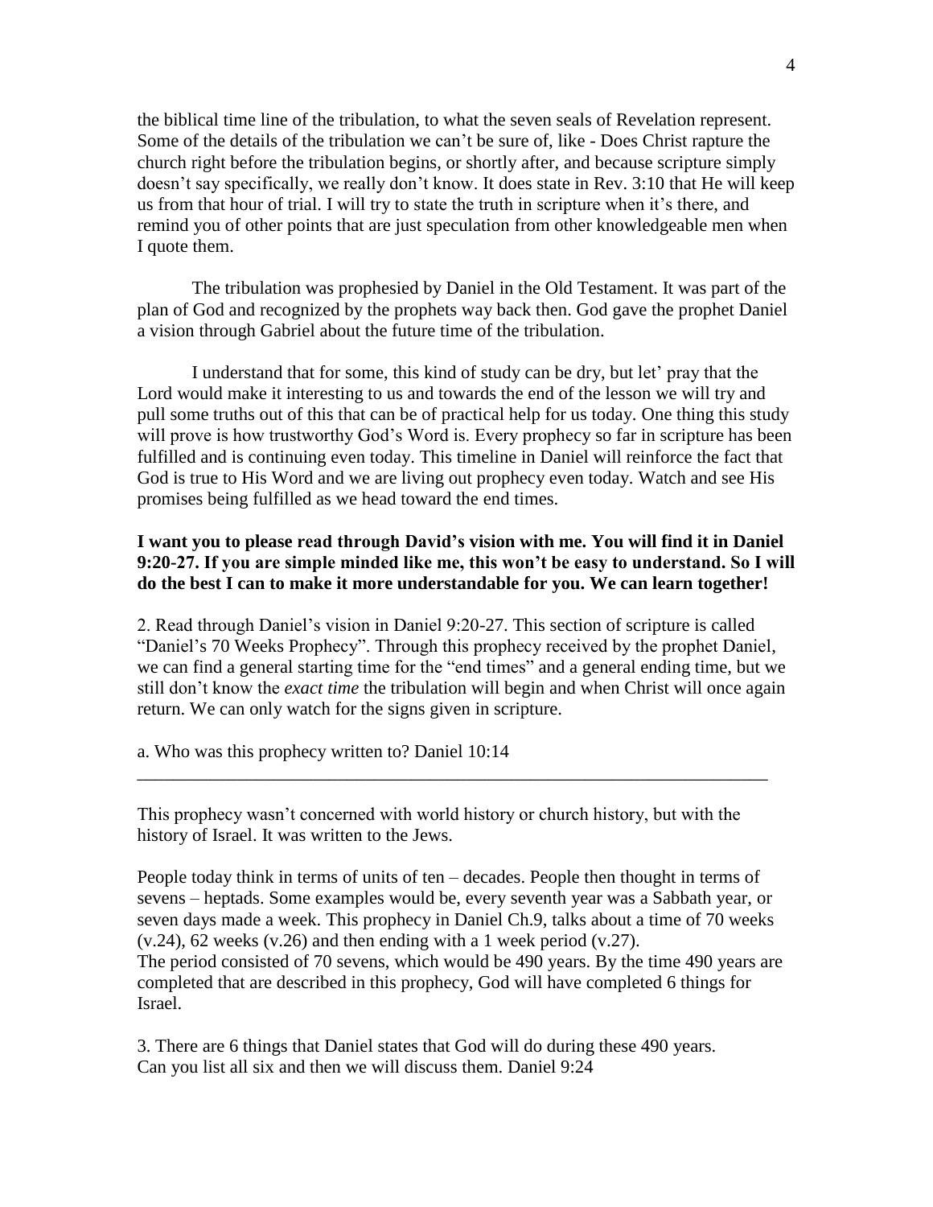the biblical time line of the tribulation, to what the seven seals of Revelation represent. Some of the details of the tribulation we can't be sure of, like - Does Christ rapture the church right before the tribulation begins, or shortly after, and because scripture simply doesn't say specifically, we really don't know. It does state in Rev. 3:10 that He will keep us from that hour of trial. I will try to state the truth in scripture when it's there, and remind you of other points that are just speculation from other knowledgeable men when I quote them.

The tribulation was prophesied by Daniel in the Old Testament. It was part of the plan of God and recognized by the prophets way back then. God gave the prophet Daniel a vision through Gabriel about the future time of the tribulation.

I understand that for some, this kind of study can be dry, but let' pray that the Lord would make it interesting to us and towards the end of the lesson we will try and pull some truths out of this that can be of practical help for us today. One thing this study will prove is how trustworthy God's Word is. Every prophecy so far in scripture has been fulfilled and is continuing even today. This timeline in Daniel will reinforce the fact that God is true to His Word and we are living out prophecy even today. Watch and see His promises being fulfilled as we head toward the end times.

**I want you to please read through David's vision with me. You will find it in Daniel 9:20-27. If you are simple minded like me, this won't be easy to understand. So I will do the best I can to make it more understandable for you. We can learn together!**

2. Read through Daniel's vision in Daniel 9:20-27. This section of scripture is called "Daniel's 70 Weeks Prophecy". Through this prophecy received by the prophet Daniel, we can find a general starting time for the "end times" and a general ending time, but we still don't know the *exact time* the tribulation will begin and when Christ will once again return. We can only watch for the signs given in scripture.

a. Who was this prophecy written to? Daniel 10:14

_______________________________________________________________________

This prophecy wasn't concerned with world history or church history, but with the history of Israel. It was written to the Jews.

People today think in terms of units of ten – decades. People then thought in terms of sevens – heptads. Some examples would be, every seventh year was a Sabbath year, or seven days made a week. This prophecy in Daniel Ch.9, talks about a time of 70 weeks (v.24), 62 weeks (v.26) and then ending with a 1 week period (v.27).
The period consisted of 70 sevens, which would be 490 years. By the time 490 years are completed that are described in this prophecy, God will have completed 6 things for Israel.

3. There are 6 things that Daniel states that God will do during these 490 years.
Can you list all six and then we will discuss them. Daniel 9:24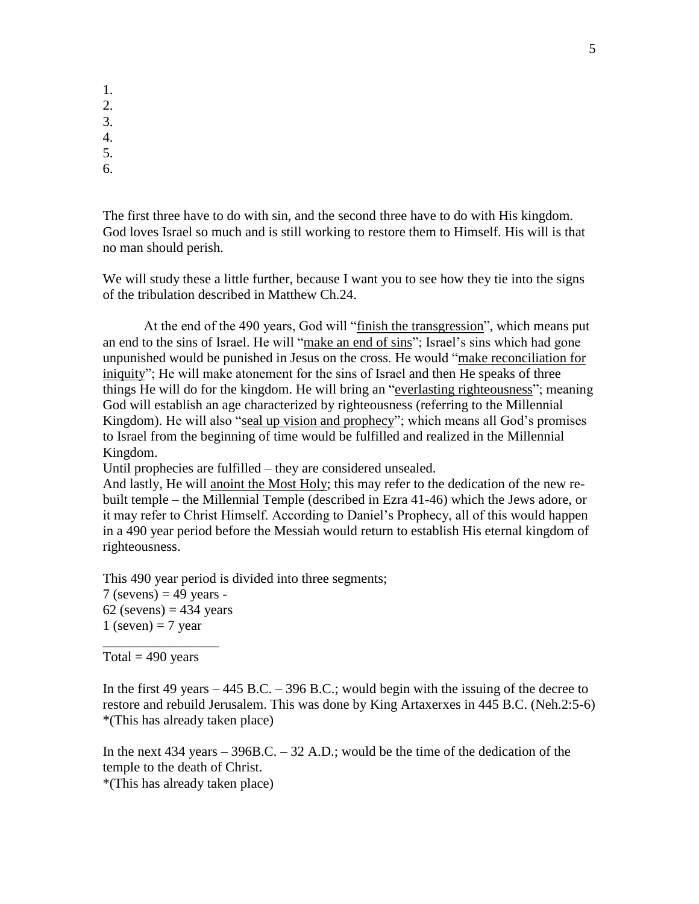1.
2.
3.
4.
5.
6.

The first three have to do with sin, and the second three have to do with His kingdom. God loves Israel so much and is still working to restore them to Himself. His will is that no man should perish.

We will study these a little further, because I want you to see how they tie into the signs of the tribulation described in Matthew Ch.24.

At the end of the 490 years, God will "<u>finish the transgression</u>", which means put an end to the sins of Israel. He will "<u>make an end of sins</u>"; Israel's sins which had gone unpunished would be punished in Jesus on the cross. He would "<u>make reconciliation for iniquity</u>"; He will make atonement for the sins of Israel and then He speaks of three things He will do for the kingdom. He will bring an "<u>everlasting righteousness</u>"; meaning God will establish an age characterized by righteousness (referring to the Millennial Kingdom). He will also "<u>seal up vision and prophecy</u>"; which means all God's promises to Israel from the beginning of time would be fulfilled and realized in the Millennial Kingdom.
Until prophecies are fulfilled – they are considered unsealed.
And lastly, He will <u>anoint the Most Holy</u>; this may refer to the dedication of the new re-built temple – the Millennial Temple (described in Ezra 41-46) which the Jews adore, or it may refer to Christ Himself. According to Daniel's Prophecy, all of this would happen in a 490 year period before the Messiah would return to establish His eternal kingdom of righteousness.

This 490 year period is divided into three segments;
7 (sevens) = 49 years -
62 (sevens) = 434 years
1 (seven) = 7 year
_________________
Total = 490 years

In the first 49 years – 445 B.C. – 396 B.C.; would begin with the issuing of the decree to restore and rebuild Jerusalem. This was done by King Artaxerxes in 445 B.C. (Neh.2:5-6)
*(This has already taken place)

In the next 434 years – 396B.C. – 32 A.D.; would be the time of the dedication of the temple to the death of Christ.
*(This has already taken place)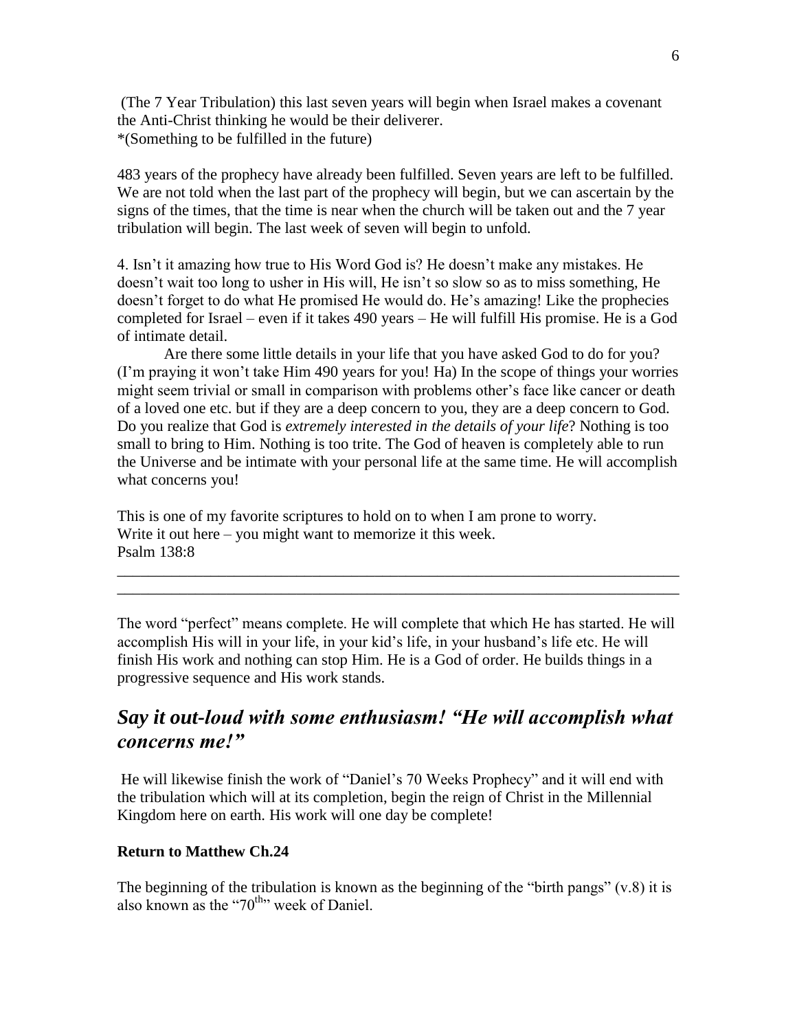(The 7 Year Tribulation) this last seven years will begin when Israel makes a covenant the Anti-Christ thinking he would be their deliverer.
*(Something to be fulfilled in the future)

483 years of the prophecy have already been fulfilled. Seven years are left to be fulfilled. We are not told when the last part of the prophecy will begin, but we can ascertain by the signs of the times, that the time is near when the church will be taken out and the 7 year tribulation will begin. The last week of seven will begin to unfold.

4. Isn't it amazing how true to His Word God is? He doesn't make any mistakes. He doesn't wait too long to usher in His will, He isn't so slow so as to miss something, He doesn't forget to do what He promised He would do. He's amazing! Like the prophecies completed for Israel – even if it takes 490 years – He will fulfill His promise. He is a God of intimate detail.

Are there some little details in your life that you have asked God to do for you? (I'm praying it won't take Him 490 years for you! Ha) In the scope of things your worries might seem trivial or small in comparison with problems other's face like cancer or death of a loved one etc. but if they are a deep concern to you, they are a deep concern to God. Do you realize that God is *extremely interested in the details of your life*? Nothing is too small to bring to Him. Nothing is too trite. The God of heaven is completely able to run the Universe and be intimate with your personal life at the same time. He will accomplish what concerns you!

This is one of my favorite scriptures to hold on to when I am prone to worry.
Write it out here – you might want to memorize it this week.
Psalm 138:8

___________________________________________________________________________
___________________________________________________________________________

The word "perfect" means complete. He will complete that which He has started. He will accomplish His will in your life, in your kid's life, in your husband's life etc. He will finish His work and nothing can stop Him. He is a God of order. He builds things in a progressive sequence and His work stands.

## *Say it out-loud with some enthusiasm! "He will accomplish what concerns me!"*

He will likewise finish the work of "Daniel's 70 Weeks Prophecy" and it will end with the tribulation which will at its completion, begin the reign of Christ in the Millennial Kingdom here on earth. His work will one day be complete!

**Return to Matthew Ch.24**

The beginning of the tribulation is known as the beginning of the "birth pangs" (v.8) it is also known as the "70th" week of Daniel.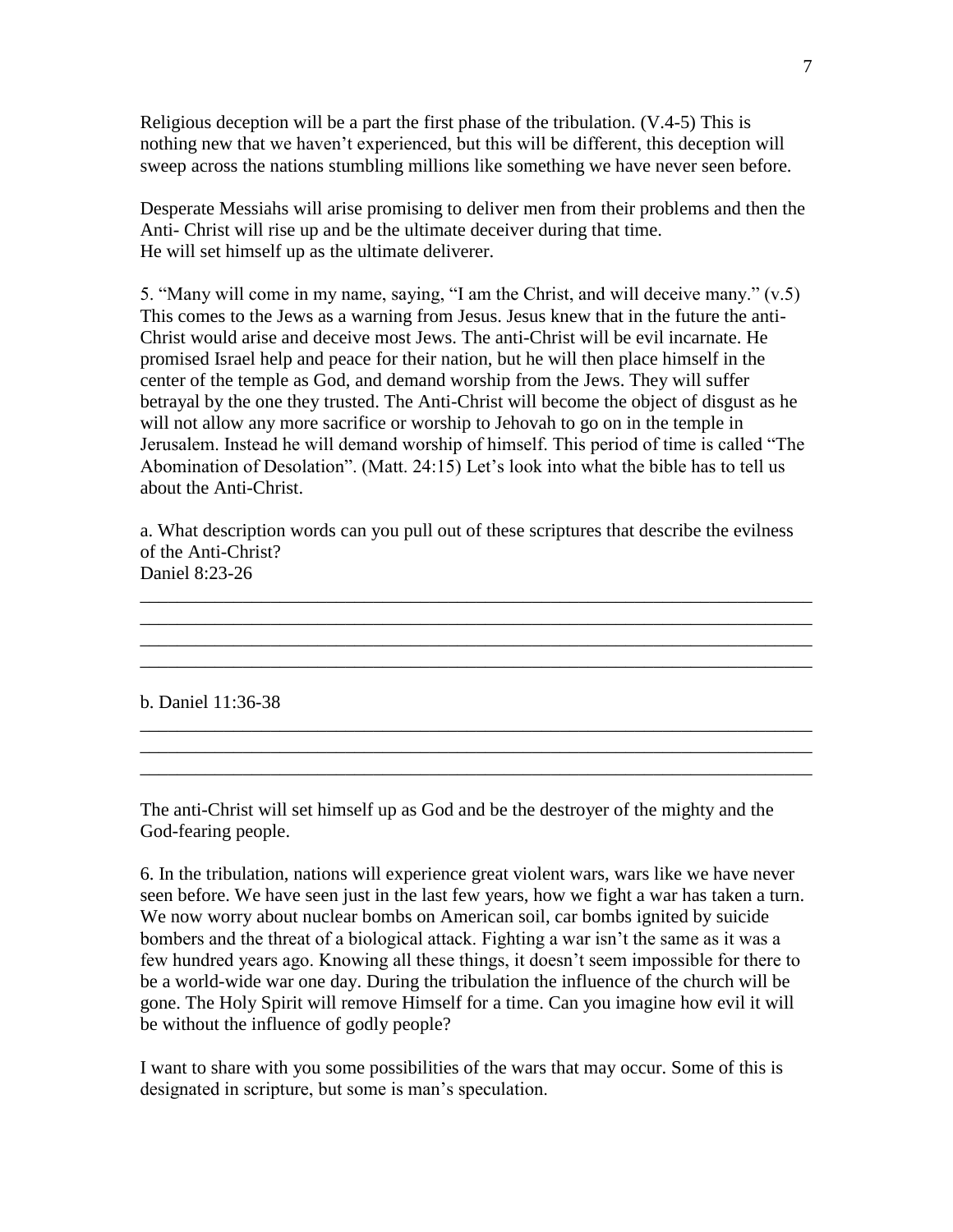Religious deception will be a part the first phase of the tribulation. (V.4-5) This is nothing new that we haven't experienced, but this will be different, this deception will sweep across the nations stumbling millions like something we have never seen before.

Desperate Messiahs will arise promising to deliver men from their problems and then the Anti- Christ will rise up and be the ultimate deceiver during that time.
He will set himself up as the ultimate deliverer.

5. "Many will come in my name, saying, "I am the Christ, and will deceive many." (v.5) This comes to the Jews as a warning from Jesus. Jesus knew that in the future the anti-Christ would arise and deceive most Jews. The anti-Christ will be evil incarnate. He promised Israel help and peace for their nation, but he will then place himself in the center of the temple as God, and demand worship from the Jews. They will suffer betrayal by the one they trusted. The Anti-Christ will become the object of disgust as he will not allow any more sacrifice or worship to Jehovah to go on in the temple in Jerusalem. Instead he will demand worship of himself. This period of time is called "The Abomination of Desolation". (Matt. 24:15) Let's look into what the bible has to tell us about the Anti-Christ.

a. What description words can you pull out of these scriptures that describe the evilness of the Anti-Christ?
Daniel 8:23-26

___________________________________________________________________________
___________________________________________________________________________
___________________________________________________________________________
___________________________________________________________________________

b. Daniel 11:36-38

___________________________________________________________________________
___________________________________________________________________________
___________________________________________________________________________

The anti-Christ will set himself up as God and be the destroyer of the mighty and the God-fearing people.

6. In the tribulation, nations will experience great violent wars, wars like we have never seen before. We have seen just in the last few years, how we fight a war has taken a turn. We now worry about nuclear bombs on American soil, car bombs ignited by suicide bombers and the threat of a biological attack. Fighting a war isn't the same as it was a few hundred years ago. Knowing all these things, it doesn't seem impossible for there to be a world-wide war one day. During the tribulation the influence of the church will be gone. The Holy Spirit will remove Himself for a time. Can you imagine how evil it will be without the influence of godly people?

I want to share with you some possibilities of the wars that may occur. Some of this is designated in scripture, but some is man's speculation.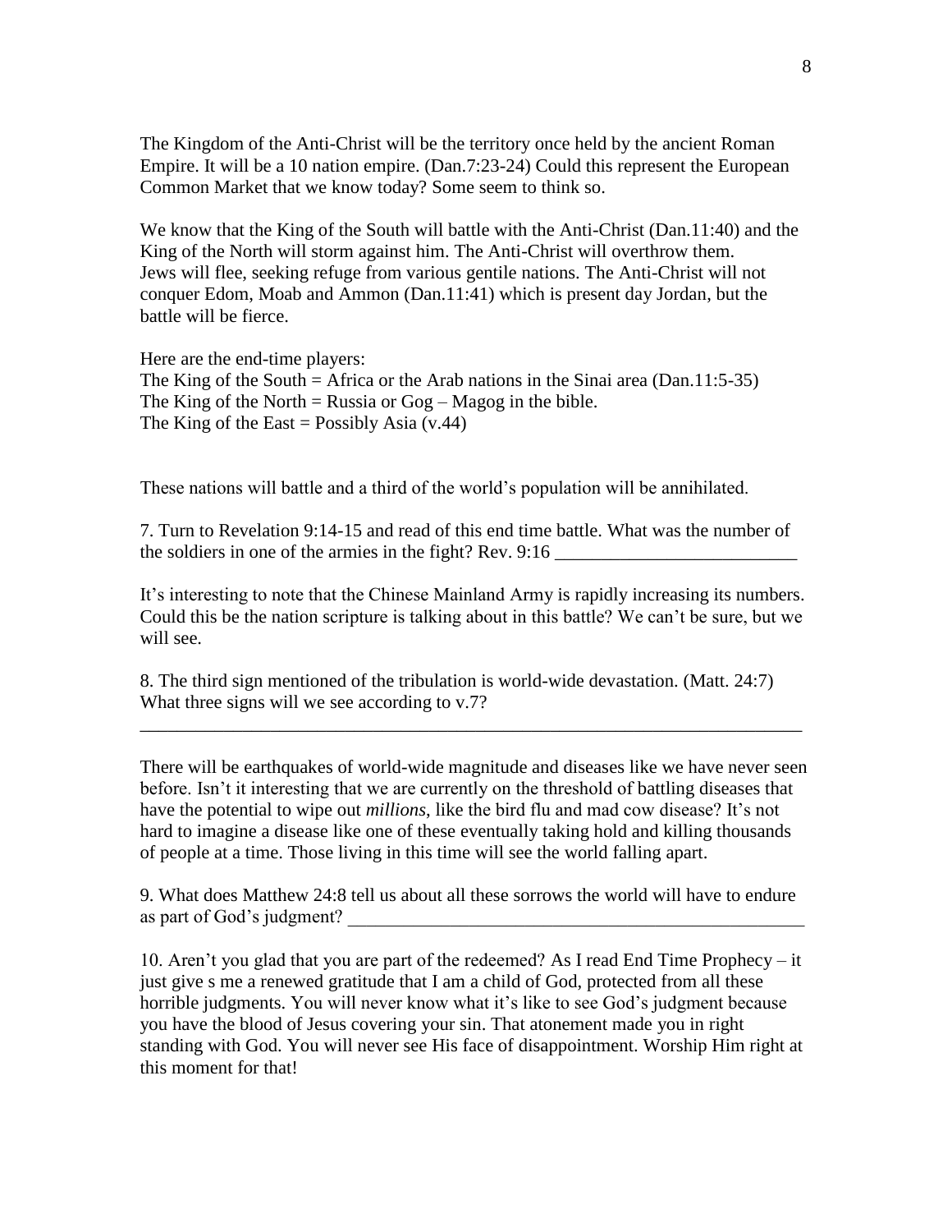The Kingdom of the Anti-Christ will be the territory once held by the ancient Roman Empire. It will be a 10 nation empire. (Dan.7:23-24) Could this represent the European Common Market that we know today? Some seem to think so.

We know that the King of the South will battle with the Anti-Christ (Dan.11:40) and the King of the North will storm against him. The Anti-Christ will overthrow them. Jews will flee, seeking refuge from various gentile nations. The Anti-Christ will not conquer Edom, Moab and Ammon (Dan.11:41) which is present day Jordan, but the battle will be fierce.

Here are the end-time players:
The King of the South = Africa or the Arab nations in the Sinai area (Dan.11:5-35)
The King of the North = Russia or Gog – Magog in the bible.
The King of the East = Possibly Asia (v.44)

These nations will battle and a third of the world's population will be annihilated.

7. Turn to Revelation 9:14-15 and read of this end time battle. What was the number of the soldiers in one of the armies in the fight? Rev. 9:16 __________________________

It's interesting to note that the Chinese Mainland Army is rapidly increasing its numbers. Could this be the nation scripture is talking about in this battle? We can't be sure, but we will see.

8. The third sign mentioned of the tribulation is world-wide devastation. (Matt. 24:7) What three signs will we see according to v.7?
__________________________________________________________________________

There will be earthquakes of world-wide magnitude and diseases like we have never seen before. Isn't it interesting that we are currently on the threshold of battling diseases that have the potential to wipe out *millions*, like the bird flu and mad cow disease? It's not hard to imagine a disease like one of these eventually taking hold and killing thousands of people at a time. Those living in this time will see the world falling apart.

9. What does Matthew 24:8 tell us about all these sorrows the world will have to endure as part of God's judgment? __________________________________________________

10. Aren't you glad that you are part of the redeemed? As I read End Time Prophecy – it just give s me a renewed gratitude that I am a child of God, protected from all these horrible judgments. You will never know what it's like to see God's judgment because you have the blood of Jesus covering your sin. That atonement made you in right standing with God. You will never see His face of disappointment. Worship Him right at this moment for that!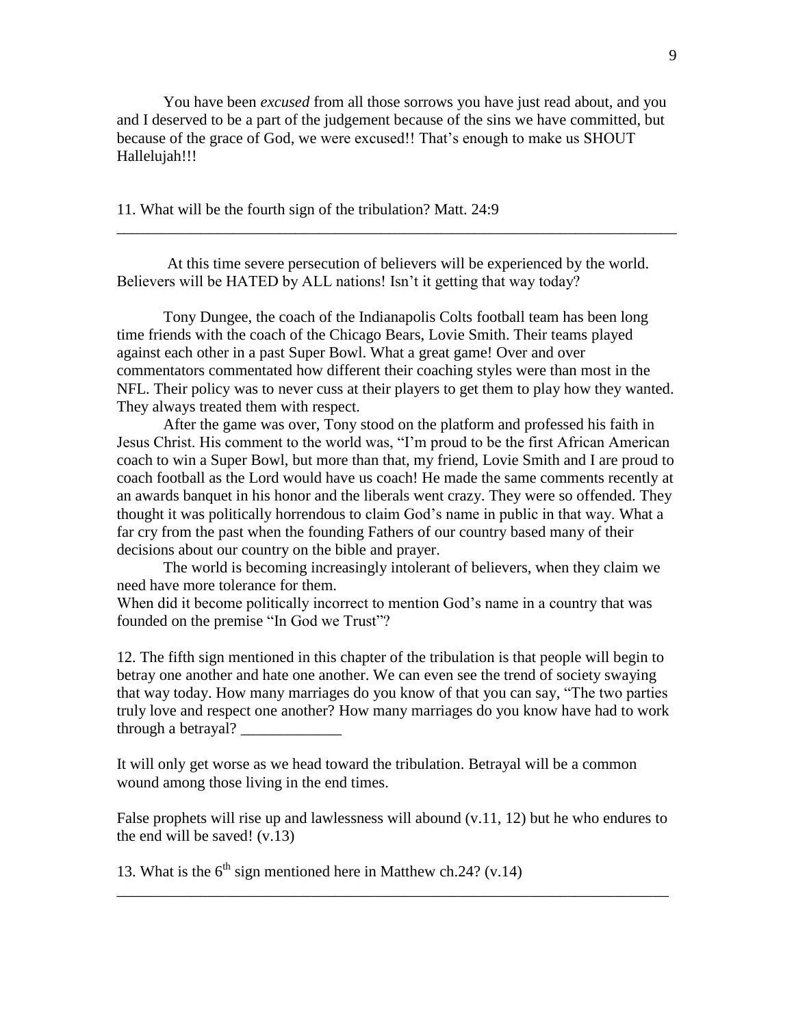You have been *excused* from all those sorrows you have just read about, and you and I deserved to be a part of the judgement because of the sins we have committed, but because of the grace of God, we were excused!! That's enough to make us SHOUT Hallelujah!!!

11. What will be the fourth sign of the tribulation? Matt. 24:9

_____________________________________________________________________________

At this time severe persecution of believers will be experienced by the world. Believers will be HATED by ALL nations! Isn't it getting that way today?

Tony Dungee, the coach of the Indianapolis Colts football team has been long time friends with the coach of the Chicago Bears, Lovie Smith. Their teams played against each other in a past Super Bowl. What a great game! Over and over commentators commentated how different their coaching styles were than most in the NFL. Their policy was to never cuss at their players to get them to play how they wanted. They always treated them with respect.

After the game was over, Tony stood on the platform and professed his faith in Jesus Christ. His comment to the world was, "I'm proud to be the first African American coach to win a Super Bowl, but more than that, my friend, Lovie Smith and I are proud to coach football as the Lord would have us coach! He made the same comments recently at an awards banquet in his honor and the liberals went crazy. They were so offended. They thought it was politically horrendous to claim God's name in public in that way. What a far cry from the past when the founding Fathers of our country based many of their decisions about our country on the bible and prayer.

The world is becoming increasingly intolerant of believers, when they claim we need have more tolerance for them.

When did it become politically incorrect to mention God's name in a country that was founded on the premise "In God we Trust"?

12. The fifth sign mentioned in this chapter of the tribulation is that people will begin to betray one another and hate one another. We can even see the trend of society swaying that way today. How many marriages do you know of that you can say, "The two parties truly love and respect one another? How many marriages do you know have had to work through a betrayal? _____________

It will only get worse as we head toward the tribulation. Betrayal will be a common wound among those living in the end times.

False prophets will rise up and lawlessness will abound (v.11, 12) but he who endures to the end will be saved! (v.13)

13. What is the 6th sign mentioned here in Matthew ch.24? (v.14)

_____________________________________________________________________________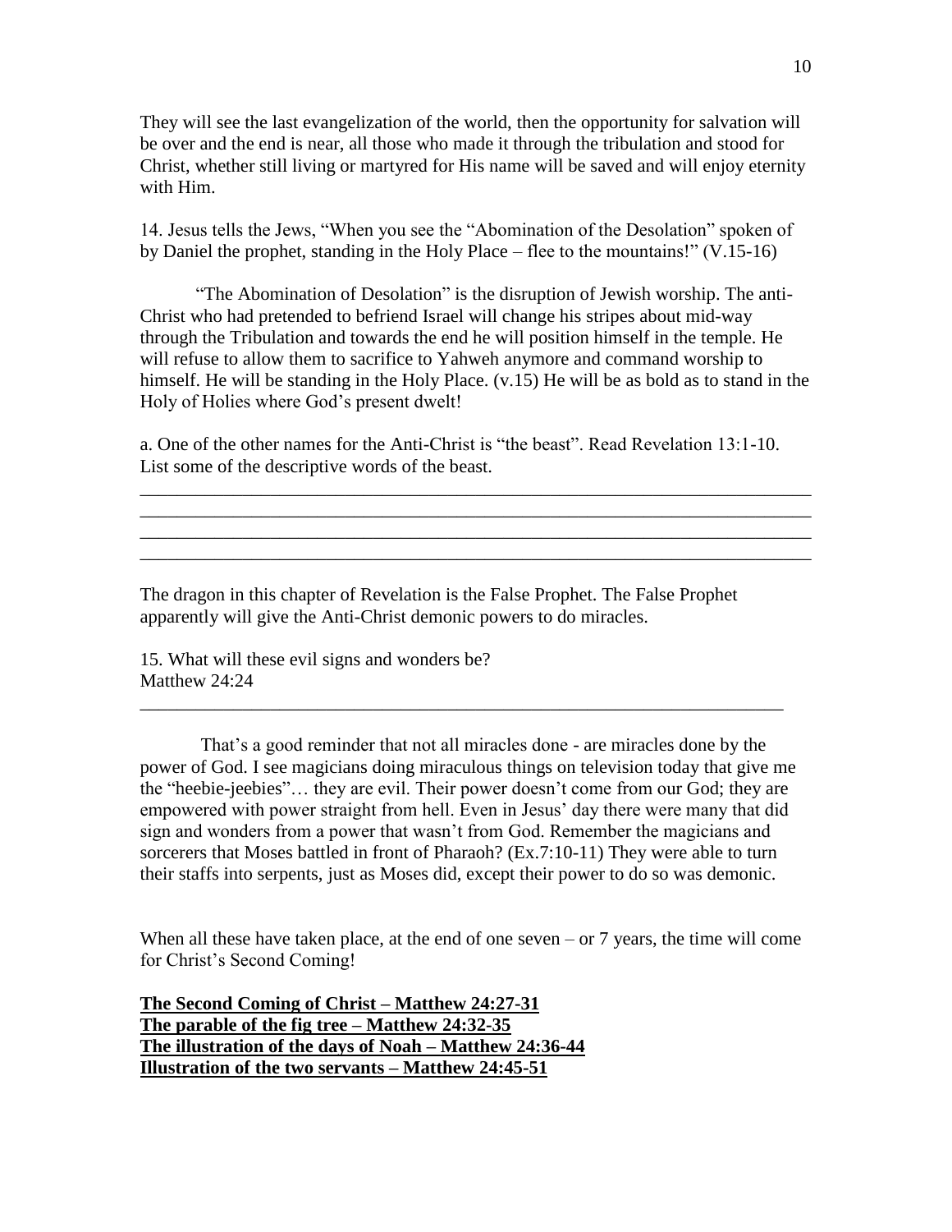They will see the last evangelization of the world, then the opportunity for salvation will be over and the end is near, all those who made it through the tribulation and stood for Christ, whether still living or martyred for His name will be saved and will enjoy eternity with Him.

14. Jesus tells the Jews, "When you see the "Abomination of the Desolation" spoken of by Daniel the prophet, standing in the Holy Place – flee to the mountains!" (V.15-16)

"The Abomination of Desolation" is the disruption of Jewish worship. The anti-Christ who had pretended to befriend Israel will change his stripes about mid-way through the Tribulation and towards the end he will position himself in the temple. He will refuse to allow them to sacrifice to Yahweh anymore and command worship to himself. He will be standing in the Holy Place. (v.15) He will be as bold as to stand in the Holy of Holies where God's present dwelt!

a. One of the other names for the Anti-Christ is "the beast". Read Revelation 13:1-10. List some of the descriptive words of the beast.

\_\_\_\_\_\_\_\_\_\_\_\_\_\_\_\_\_\_\_\_\_\_\_\_\_\_\_\_\_\_\_\_\_\_\_\_\_\_\_\_\_\_\_\_\_\_\_\_\_\_\_\_\_\_\_\_\_\_\_\_\_\_\_\_\_\_\_\_\_\_
\_\_\_\_\_\_\_\_\_\_\_\_\_\_\_\_\_\_\_\_\_\_\_\_\_\_\_\_\_\_\_\_\_\_\_\_\_\_\_\_\_\_\_\_\_\_\_\_\_\_\_\_\_\_\_\_\_\_\_\_\_\_\_\_\_\_\_\_\_\_
\_\_\_\_\_\_\_\_\_\_\_\_\_\_\_\_\_\_\_\_\_\_\_\_\_\_\_\_\_\_\_\_\_\_\_\_\_\_\_\_\_\_\_\_\_\_\_\_\_\_\_\_\_\_\_\_\_\_\_\_\_\_\_\_\_\_\_\_\_\_
\_\_\_\_\_\_\_\_\_\_\_\_\_\_\_\_\_\_\_\_\_\_\_\_\_\_\_\_\_\_\_\_\_\_\_\_\_\_\_\_\_\_\_\_\_\_\_\_\_\_\_\_\_\_\_\_\_\_\_\_\_\_\_\_\_\_\_\_\_\_

The dragon in this chapter of Revelation is the False Prophet. The False Prophet apparently will give the Anti-Christ demonic powers to do miracles.

15. What will these evil signs and wonders be?
Matthew 24:24

\_\_\_\_\_\_\_\_\_\_\_\_\_\_\_\_\_\_\_\_\_\_\_\_\_\_\_\_\_\_\_\_\_\_\_\_\_\_\_\_\_\_\_\_\_\_\_\_\_\_\_\_\_\_\_\_\_\_\_\_\_\_\_\_\_\_\_\_

That's a good reminder that not all miracles done - are miracles done by the power of God. I see magicians doing miraculous things on television today that give me the "heebie-jeebies"… they are evil. Their power doesn't come from our God; they are empowered with power straight from hell. Even in Jesus' day there were many that did sign and wonders from a power that wasn't from God. Remember the magicians and sorcerers that Moses battled in front of Pharaoh? (Ex.7:10-11) They were able to turn their staffs into serpents, just as Moses did, except their power to do so was demonic.

When all these have taken place, at the end of one seven – or 7 years, the time will come for Christ's Second Coming!

**The Second Coming of Christ – Matthew 24:27-31**
**The parable of the fig tree – Matthew 24:32-35**
**The illustration of the days of Noah – Matthew 24:36-44**
**Illustration of the two servants – Matthew 24:45-51**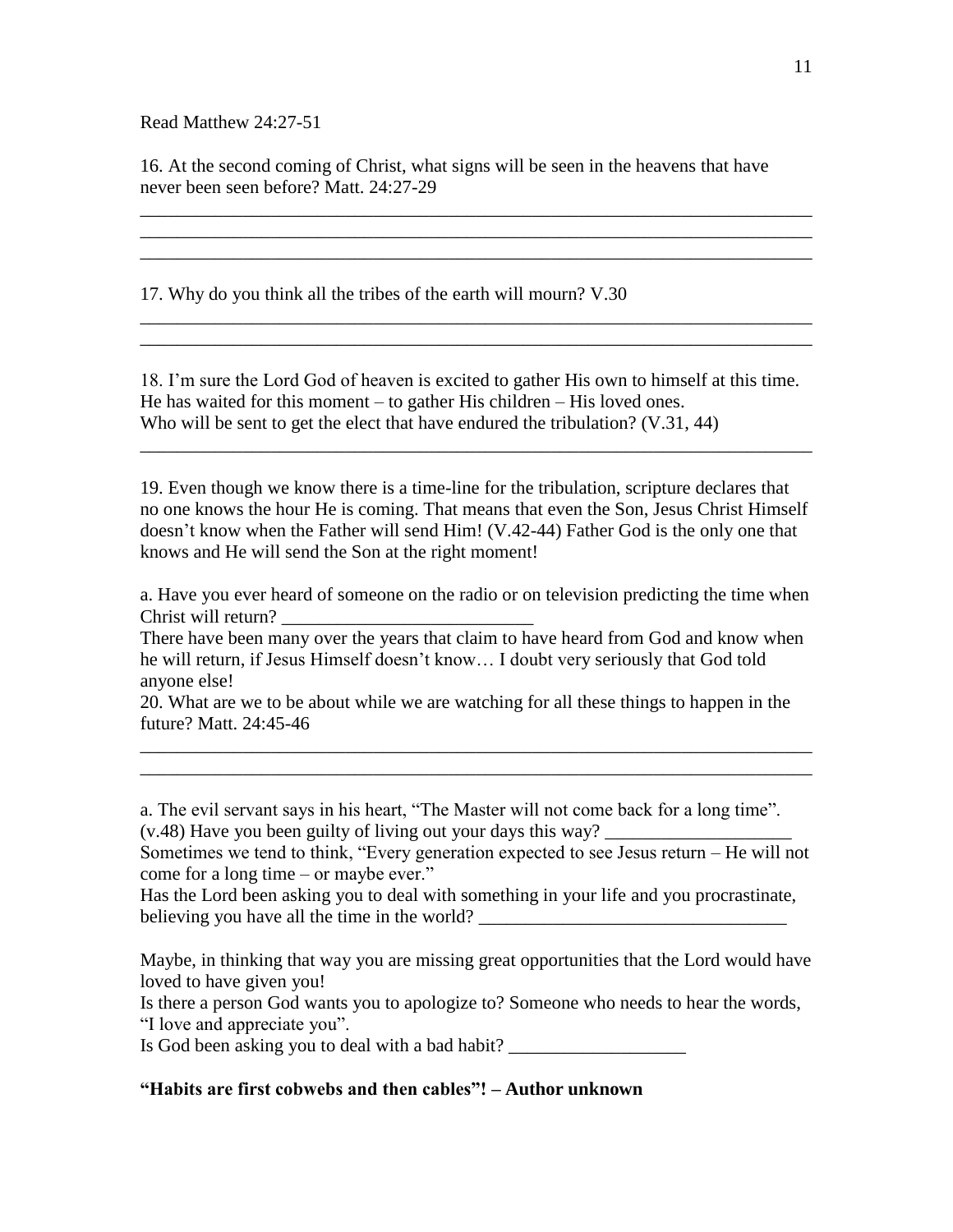Read Matthew 24:27-51

16. At the second coming of Christ, what signs will be seen in the heavens that have never been seen before? Matt. 24:27-29

___________________________________________________________________________
___________________________________________________________________________
___________________________________________________________________________

17. Why do you think all the tribes of the earth will mourn? V.30

___________________________________________________________________________
___________________________________________________________________________

18. I'm sure the Lord God of heaven is excited to gather His own to himself at this time. He has waited for this moment – to gather His children – His loved ones.
Who will be sent to get the elect that have endured the tribulation? (V.31, 44)

___________________________________________________________________________

19. Even though we know there is a time-line for the tribulation, scripture declares that no one knows the hour He is coming. That means that even the Son, Jesus Christ Himself doesn't know when the Father will send Him! (V.42-44) Father God is the only one that knows and He will send the Son at the right moment!

a. Have you ever heard of someone on the radio or on television predicting the time when Christ will return? ___________________________

There have been many over the years that claim to have heard from God and know when he will return, if Jesus Himself doesn't know… I doubt very seriously that God told anyone else!

20. What are we to be about while we are watching for all these things to happen in the future? Matt. 24:45-46

___________________________________________________________________________
___________________________________________________________________________

a. The evil servant says in his heart, "The Master will not come back for a long time". (v.48) Have you been guilty of living out your days this way? ____________________

Sometimes we tend to think, "Every generation expected to see Jesus return – He will not come for a long time – or maybe ever."

Has the Lord been asking you to deal with something in your life and you procrastinate, believing you have all the time in the world? _________________________________

Maybe, in thinking that way you are missing great opportunities that the Lord would have loved to have given you!

Is there a person God wants you to apologize to? Someone who needs to hear the words, "I love and appreciate you".

Is God been asking you to deal with a bad habit? ___________________

**"Habits are first cobwebs and then cables"! – Author unknown**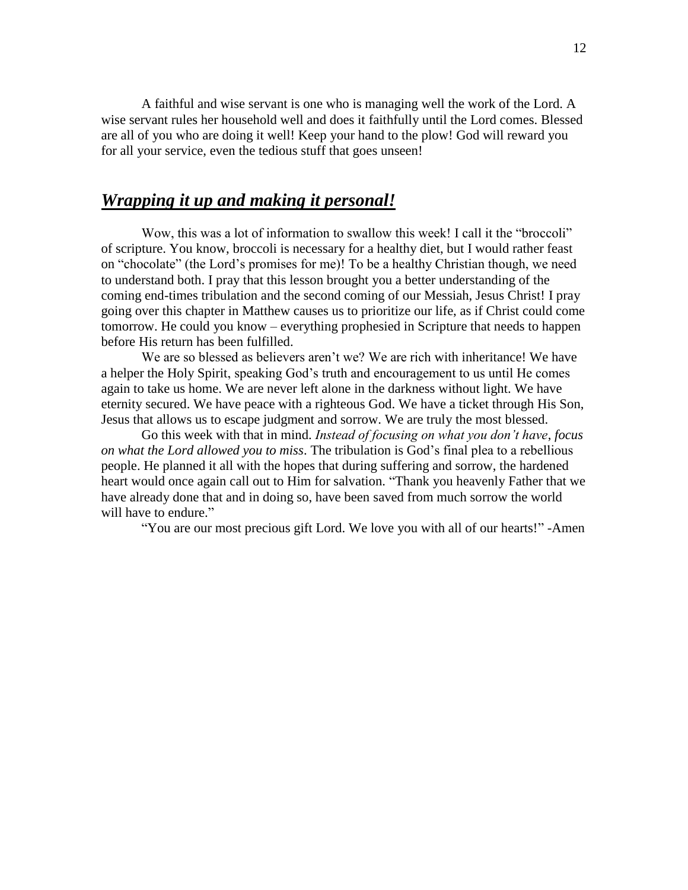A faithful and wise servant is one who is managing well the work of the Lord. A wise servant rules her household well and does it faithfully until the Lord comes. Blessed are all of you who are doing it well! Keep your hand to the plow! God will reward you for all your service, even the tedious stuff that goes unseen!

## ***Wrapping it up and making it personal!***

Wow, this was a lot of information to swallow this week! I call it the "broccoli" of scripture. You know, broccoli is necessary for a healthy diet, but I would rather feast on "chocolate" (the Lord's promises for me)! To be a healthy Christian though, we need to understand both. I pray that this lesson brought you a better understanding of the coming end-times tribulation and the second coming of our Messiah, Jesus Christ! I pray going over this chapter in Matthew causes us to prioritize our life, as if Christ could come tomorrow. He could you know – everything prophesied in Scripture that needs to happen before His return has been fulfilled.

We are so blessed as believers aren't we? We are rich with inheritance! We have a helper the Holy Spirit, speaking God's truth and encouragement to us until He comes again to take us home. We are never left alone in the darkness without light. We have eternity secured. We have peace with a righteous God. We have a ticket through His Son, Jesus that allows us to escape judgment and sorrow. We are truly the most blessed.

Go this week with that in mind. *Instead of focusing on what you don't have*, *focus on what the Lord allowed you to miss*. The tribulation is God's final plea to a rebellious people. He planned it all with the hopes that during suffering and sorrow, the hardened heart would once again call out to Him for salvation. "Thank you heavenly Father that we have already done that and in doing so, have been saved from much sorrow the world will have to endure."

"You are our most precious gift Lord. We love you with all of our hearts!" -Amen